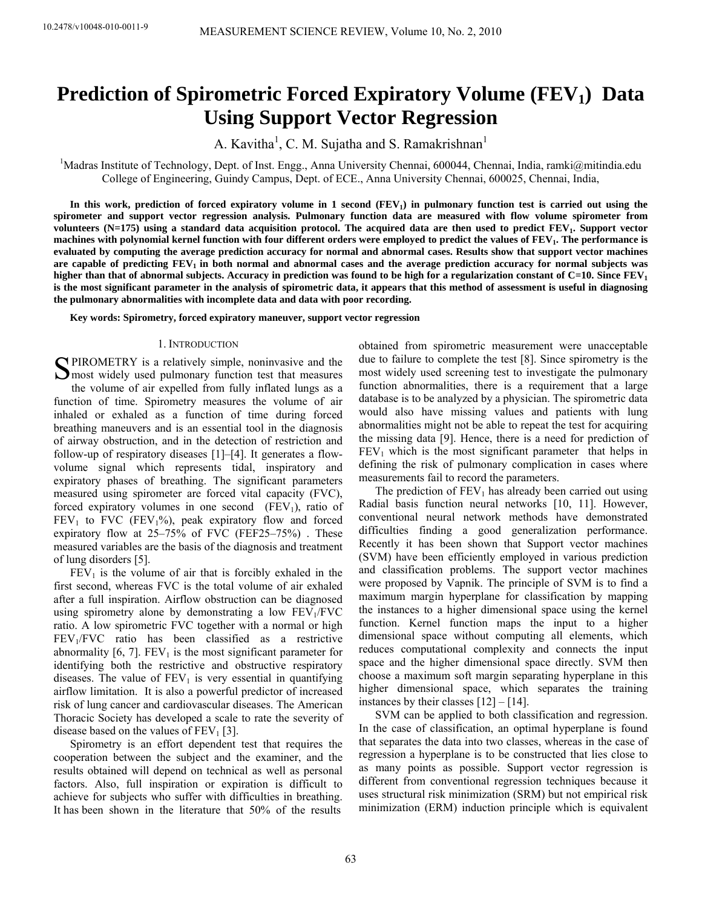10.2478/v10048-010-0011-9

# Prediction of Spirometric Forced Expiratory Volume ($FEV_1$) Data Using Support Vector Regression

A. Kavitha[1], C. M. Sujatha and S. Ramakrishnan[1]

[1]Madras Institute of Technology, Dept. of Inst. Engg., Anna University Chennai, 600044, Chennai, India, ramki@mitindia.edu
College of Engineering, Guindy Campus, Dept. of ECE., Anna University Chennai, 600025, Chennai, India,

**In this work, prediction of forced expiratory volume in 1 second ($FEV_1$) in pulmonary function test is carried out using the spirometer and support vector regression analysis. Pulmonary function data are measured with flow volume spirometer from volunteers (N=175) using a standard data acquisition protocol. The acquired data are then used to predict $FEV_1$. Support vector machines with polynomial kernel function with four different orders were employed to predict the values of $FEV_1$. The performance is evaluated by computing the average prediction accuracy for normal and abnormal cases. Results show that support vector machines are capable of predicting $FEV_1$ in both normal and abnormal cases and the average prediction accuracy for normal subjects was higher than that of abnormal subjects. Accuracy in prediction was found to be high for a regularization constant of C=10. Since $FEV_1$ is the most significant parameter in the analysis of spirometric data, it appears that this method of assessment is useful in diagnosing the pulmonary abnormalities with incomplete data and data with poor recording.**

**Key words: Spirometry, forced expiratory maneuver, support vector regression**

## 1. Introduction

Spirometry is a relatively simple, noninvasive and the most widely used pulmonary function test that measures the volume of air expelled from fully inflated lungs as a function of time. Spirometry measures the volume of air inhaled or exhaled as a function of time during forced breathing maneuvers and is an essential tool in the diagnosis of airway obstruction, and in the detection of restriction and follow-up of respiratory diseases [1]–[4]. It generates a flow-volume signal which represents tidal, inspiratory and expiratory phases of breathing. The significant parameters measured using spirometer are forced vital capacity (FVC), forced expiratory volumes in one second ($FEV_1$), ratio of $FEV_1$ to FVC ($FEV_1$%), peak expiratory flow and forced expiratory flow at 25–75% of FVC (FEF25–75%) . These measured variables are the basis of the diagnosis and treatment of lung disorders [5].

$FEV_1$ is the volume of air that is forcibly exhaled in the first second, whereas FVC is the total volume of air exhaled after a full inspiration. Airflow obstruction can be diagnosed using spirometry alone by demonstrating a low $FEV_1$/FVC ratio. A low spirometric FVC together with a normal or high $FEV_1$/FVC ratio has been classified as a restrictive abnormality [6, 7]. $FEV_1$ is the most significant parameter for identifying both the restrictive and obstructive respiratory diseases. The value of $FEV_1$ is very essential in quantifying airflow limitation. It is also a powerful predictor of increased risk of lung cancer and cardiovascular diseases. The American Thoracic Society has developed a scale to rate the severity of disease based on the values of $FEV_1$ [3].

Spirometry is an effort dependent test that requires the cooperation between the subject and the examiner, and the results obtained will depend on technical as well as personal factors. Also, full inspiration or expiration is difficult to achieve for subjects who suffer with difficulties in breathing. It has been shown in the literature that 50% of the results obtained from spirometric measurement were unacceptable due to failure to complete the test [8]. Since spirometry is the most widely used screening test to investigate the pulmonary function abnormalities, there is a requirement that a large database is to be analyzed by a physician. The spirometric data would also have missing values and patients with lung abnormalities might not be able to repeat the test for acquiring the missing data [9]. Hence, there is a need for prediction of $FEV_1$ which is the most significant parameter that helps in defining the risk of pulmonary complication in cases where measurements fail to record the parameters.

The prediction of $FEV_1$ has already been carried out using Radial basis function neural networks [10, 11]. However, conventional neural network methods have demonstrated difficulties finding a good generalization performance. Recently it has been shown that Support vector machines (SVM) have been efficiently employed in various prediction and classification problems. The support vector machines were proposed by Vapnik. The principle of SVM is to find a maximum margin hyperplane for classification by mapping the instances to a higher dimensional space using the kernel function. Kernel function maps the input to a higher dimensional space without computing all elements, which reduces computational complexity and connects the input space and the higher dimensional space directly. SVM then choose a maximum soft margin separating hyperplane in this higher dimensional space, which separates the training instances by their classes [12] – [14].

SVM can be applied to both classification and regression. In the case of classification, an optimal hyperplane is found that separates the data into two classes, whereas in the case of regression a hyperplane is to be constructed that lies close to as many points as possible. Support vector regression is different from conventional regression techniques because it uses structural risk minimization (SRM) but not empirical risk minimization (ERM) induction principle which is equivalent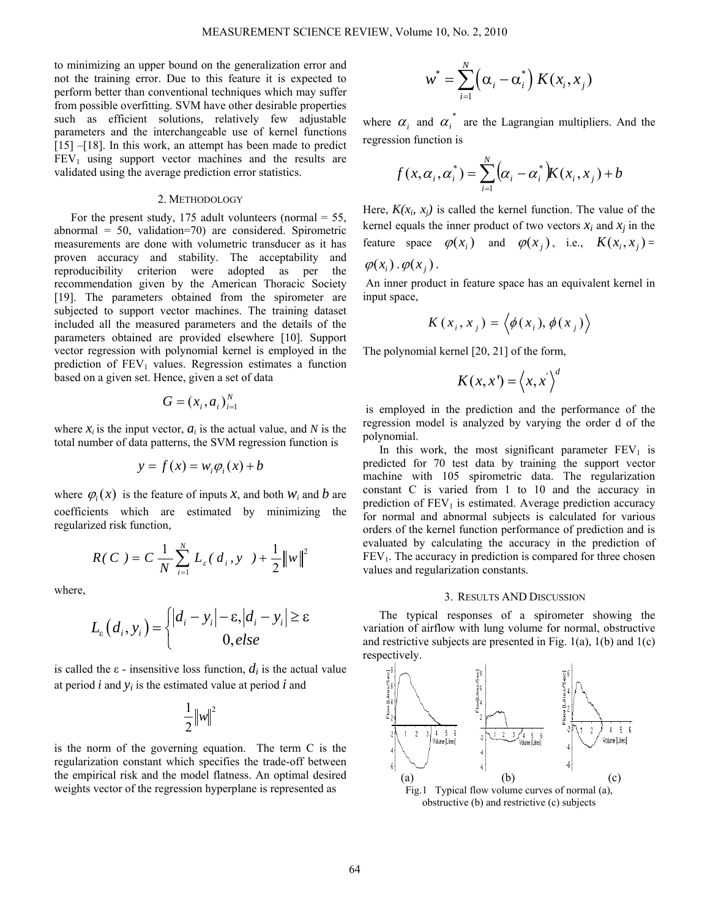to minimizing an upper bound on the generalization error and not the training error. Due to this feature it is expected to perform better than conventional techniques which may suffer from possible overfitting. SVM have other desirable properties such as efficient solutions, relatively few adjustable parameters and the interchangeable use of kernel functions [15] –[18]. In this work, an attempt has been made to predict $FEV_1$ using support vector machines and the results are validated using the average prediction error statistics.

## 2. METHODOLOGY

For the present study, 175 adult volunteers (normal = 55, abnormal = 50, validation=70) are considered. Spirometric measurements are done with volumetric transducer as it has proven accuracy and stability. The acceptability and reproducibility criterion were adopted as per the recommendation given by the American Thoracic Society [19]. The parameters obtained from the spirometer are subjected to support vector machines. The training dataset included all the measured parameters and the details of the parameters obtained are provided elsewhere [10]. Support vector regression with polynomial kernel is employed in the prediction of $FEV_1$ values. Regression estimates a function based on a given set. Hence, given a set of data

$$G = (x_i, a_i)_{i=1}^{N}$$

where $x_i$ is the input vector, $a_i$ is the actual value, and $N$ is the total number of data patterns, the SVM regression function is

$$y = f(x) = w_i \varphi_i(x) + b$$

where $\varphi_i(x)$ is the feature of inputs $x$, and both $w_i$ and $b$ are coefficients which are estimated by minimizing the regularized risk function,

$$R(C) = C\frac{1}{N}\sum_{i=1}^{N} L_{\varepsilon}(d_i, y) + \frac{1}{2}\|w\|^2$$

where,

$$L_{\varepsilon}(d_i, y_i) = \begin{cases} |d_i - y_i| - \varepsilon, |d_i - y_i| \geq \varepsilon \\ 0, else \end{cases}$$

is called the ε - insensitive loss function, $d_i$ is the actual value at period $i$ and $y_i$ is the estimated value at period $i$ and

$$\frac{1}{2}\|w\|^2$$

is the norm of the governing equation. The term C is the regularization constant which specifies the trade-off between the empirical risk and the model flatness. An optimal desired weights vector of the regression hyperplane is represented as

$$w^* = \sum_{i=1}^{N}\left(\alpha_i - \alpha_i^*\right) K(x_i, x_j)$$

where $\alpha_i$ and $\alpha_i^*$ are the Lagrangian multipliers. And the regression function is

$$f(x, \alpha_i, \alpha_i^*) = \sum_{i=1}^{N}\left(\alpha_i - \alpha_i^*\right) K(x_i, x_j) + b$$

Here, $K(x_i, x_j)$ is called the kernel function. The value of the kernel equals the inner product of two vectors $x_i$ and $x_j$ in the feature space $\varphi(x_i)$ and $\varphi(x_j)$, i.e., $K(x_i, x_j) = \varphi(x_i) . \varphi(x_j)$.

An inner product in feature space has an equivalent kernel in input space,

$$K(x_i, x_j) = \left\langle \phi(x_i), \phi(x_j) \right\rangle$$

The polynomial kernel [20, 21] of the form,

$$K(x, x') = \left\langle x, x' \right\rangle^d$$

is employed in the prediction and the performance of the regression model is analyzed by varying the order d of the polynomial.

In this work, the most significant parameter $FEV_1$ is predicted for 70 test data by training the support vector machine with 105 spirometric data. The regularization constant C is varied from 1 to 10 and the accuracy in prediction of $FEV_1$ is estimated. Average prediction accuracy for normal and abnormal subjects is calculated for various orders of the kernel function performance of prediction and is evaluated by calculating the accuracy in the prediction of $FEV_1$. The accuracy in prediction is compared for three chosen values and regularization constants.

## 3. RESULTS AND DISCUSSION

The typical responses of a spirometer showing the variation of airflow with lung volume for normal, obstructive and restrictive subjects are presented in Fig. 1(a), 1(b) and 1(c) respectively.

(a) (b) (c)

Fig.1 Typical flow volume curves of normal (a), obstructive (b) and restrictive (c) subjects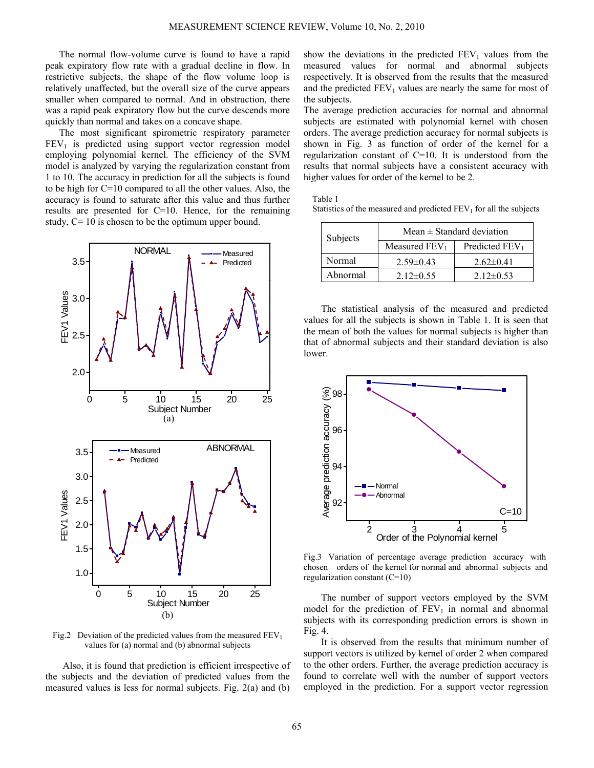The normal flow-volume curve is found to have a rapid peak expiratory flow rate with a gradual decline in flow. In restrictive subjects, the shape of the flow volume loop is relatively unaffected, but the overall size of the curve appears smaller when compared to normal. And in obstruction, there was a rapid peak expiratory flow but the curve descends more quickly than normal and takes on a concave shape.

The most significant spirometric respiratory parameter $FEV_1$ is predicted using support vector regression model employing polynomial kernel. The efficiency of the SVM model is analyzed by varying the regularization constant from 1 to 10. The accuracy in prediction for all the subjects is found to be high for C=10 compared to all the other values. Also, the accuracy is found to saturate after this value and thus further results are presented for C=10. Hence, for the remaining study, C= 10 is chosen to be the optimum upper bound.

Fig.2 Deviation of the predicted values from the measured $FEV_1$ values for (a) normal and (b) abnormal subjects

Also, it is found that prediction is efficient irrespective of the subjects and the deviation of predicted values from the measured values is less for normal subjects. Fig. 2(a) and (b) show the deviations in the predicted $FEV_1$ values from the measured values for normal and abnormal subjects respectively. It is observed from the results that the measured and the predicted $FEV_1$ values are nearly the same for most of the subjects.

The average prediction accuracies for normal and abnormal subjects are estimated with polynomial kernel with chosen orders. The average prediction accuracy for normal subjects is shown in Fig. 3 as function of order of the kernel for a regularization constant of C=10. It is understood from the results that normal subjects have a consistent accuracy with higher values for order of the kernel to be 2.

Table 1
Statistics of the measured and predicted $FEV_1$ for all the subjects

| Subjects | Mean ± Standard deviation | |
|---|---|---|
| | Measured $FEV_1$ | Predicted $FEV_1$ |
| Normal | 2.59±0.43 | 2.62±0.41 |
| Abnormal | 2.12±0.55 | 2.12±0.53 |

The statistical analysis of the measured and predicted values for all the subjects is shown in Table 1. It is seen that the mean of both the values for normal subjects is higher than that of abnormal subjects and their standard deviation is also lower.

Fig.3 Variation of percentage average prediction accuracy with chosen orders of the kernel for normal and abnormal subjects and regularization constant (C=10)

The number of support vectors employed by the SVM model for the prediction of $FEV_1$ in normal and abnormal subjects with its corresponding prediction errors is shown in Fig. 4.

It is observed from the results that minimum number of support vectors is utilized by kernel of order 2 when compared to the other orders. Further, the average prediction accuracy is found to correlate well with the number of support vectors employed in the prediction. For a support vector regression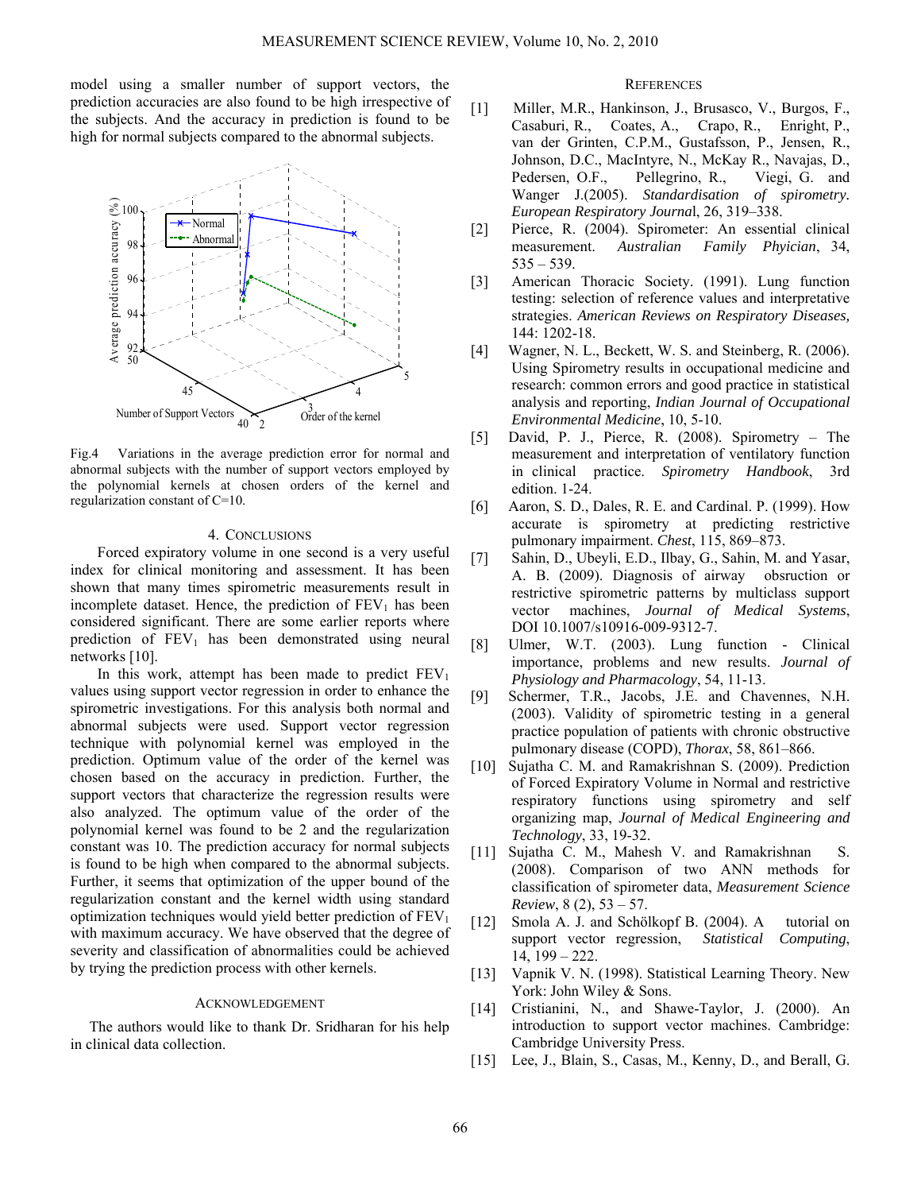model using a smaller number of support vectors, the prediction accuracies are also found to be high irrespective of the subjects. And the accuracy in prediction is found to be high for normal subjects compared to the abnormal subjects.

Fig.4 Variations in the average prediction error for normal and abnormal subjects with the number of support vectors employed by the polynomial kernels at chosen orders of the kernel and regularization constant of C=10.

## 4. CONCLUSIONS

Forced expiratory volume in one second is a very useful index for clinical monitoring and assessment. It has been shown that many times spirometric measurements result in incomplete dataset. Hence, the prediction of $FEV_1$ has been considered significant. There are some earlier reports where prediction of $FEV_1$ has been demonstrated using neural networks [10].

In this work, attempt has been made to predict $FEV_1$ values using support vector regression in order to enhance the spirometric investigations. For this analysis both normal and abnormal subjects were used. Support vector regression technique with polynomial kernel was employed in the prediction. Optimum value of the order of the kernel was chosen based on the accuracy in prediction. Further, the support vectors that characterize the regression results were also analyzed. The optimum value of the order of the polynomial kernel was found to be 2 and the regularization constant was 10. The prediction accuracy for normal subjects is found to be high when compared to the abnormal subjects. Further, it seems that optimization of the upper bound of the regularization constant and the kernel width using standard optimization techniques would yield better prediction of $FEV_1$ with maximum accuracy. We have observed that the degree of severity and classification of abnormalities could be achieved by trying the prediction process with other kernels.

## ACKNOWLEDGEMENT

The authors would like to thank Dr. Sridharan for his help in clinical data collection.

## REFERENCES

[1] Miller, M.R., Hankinson, J., Brusasco, V., Burgos, F., Casaburi, R., Coates, A., Crapo, R., Enright, P., van der Grinten, C.P.M., Gustafsson, P., Jensen, R., Johnson, D.C., MacIntyre, N., McKay R., Navajas, D., Pedersen, O.F., Pellegrino, R., Viegi, G. and Wanger J.(2005). *Standardisation of spirometry. European Respiratory Journa*l, 26, 319–338.

[2] Pierce, R. (2004). Spirometer: An essential clinical measurement. *Australian Family Phyician*, 34, 535 – 539.

[3] American Thoracic Society. (1991). Lung function testing: selection of reference values and interpretative strategies. *American Reviews on Respiratory Diseases,* 144: 1202-18.

[4] Wagner, N. L., Beckett, W. S. and Steinberg, R. (2006). Using Spirometry results in occupational medicine and research: common errors and good practice in statistical analysis and reporting, *Indian Journal of Occupational Environmental Medicine*, 10, 5-10.

[5] David, P. J., Pierce, R. (2008). Spirometry – The measurement and interpretation of ventilatory function in clinical practice. *Spirometry Handbook*, 3rd edition. 1-24.

[6] Aaron, S. D., Dales, R. E. and Cardinal. P. (1999). How accurate is spirometry at predicting restrictive pulmonary impairment. *Chest*, 115, 869–873.

[7] Sahin, D., Ubeyli, E.D., Ilbay, G., Sahin, M. and Yasar, A. B. (2009). Diagnosis of airway obsruction or restrictive spirometric patterns by multiclass support vector machines, *Journal of Medical Systems*, DOI 10.1007/s10916-009-9312-7.

[8] Ulmer, W.T. (2003). Lung function - Clinical importance, problems and new results. *Journal of Physiology and Pharmacology*, 54, 11-13.

[9] Schermer, T.R., Jacobs, J.E. and Chavennes, N.H. (2003). Validity of spirometric testing in a general practice population of patients with chronic obstructive pulmonary disease (COPD), *Thorax*, 58, 861–866.

[10] Sujatha C. M. and Ramakrishnan S. (2009). Prediction of Forced Expiratory Volume in Normal and restrictive respiratory functions using spirometry and self organizing map, *Journal of Medical Engineering and Technology*, 33, 19-32.

[11] Sujatha C. M., Mahesh V. and Ramakrishnan S. (2008). Comparison of two ANN methods for classification of spirometer data, *Measurement Science Review*, 8 (2), 53 – 57.

[12] Smola A. J. and Schölkopf B. (2004). A tutorial on support vector regression, *Statistical Computing*, 14, 199 – 222.

[13] Vapnik V. N. (1998). Statistical Learning Theory. New York: John Wiley & Sons.

[14] Cristianini, N., and Shawe-Taylor, J. (2000). An introduction to support vector machines. Cambridge: Cambridge University Press.

[15] Lee, J., Blain, S., Casas, M., Kenny, D., and Berall, G.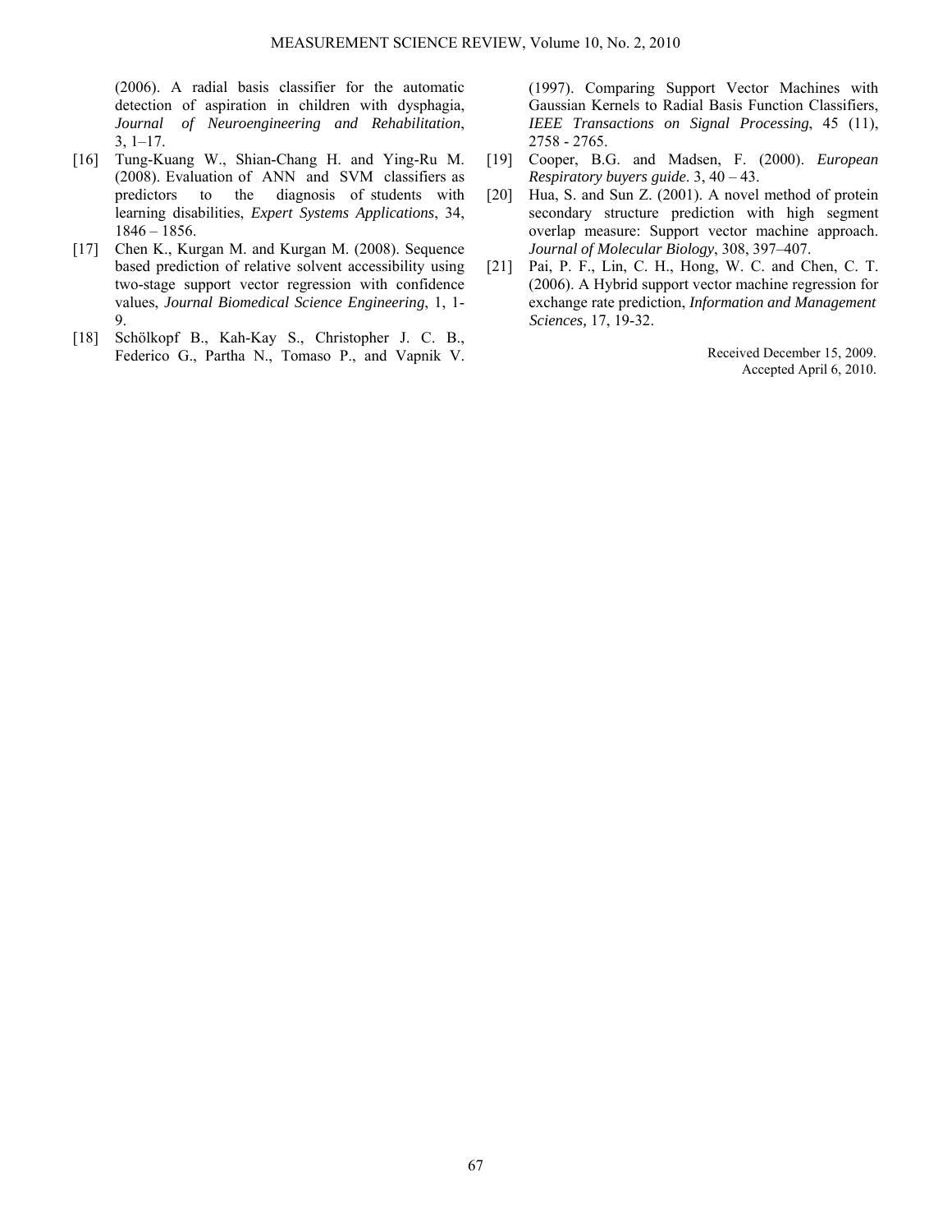(2006). A radial basis classifier for the automatic detection of aspiration in children with dysphagia, *Journal of Neuroengineering and Rehabilitation*, 3, 1–17.

[16] Tung-Kuang W., Shian-Chang H. and Ying-Ru M. (2008). Evaluation of ANN and SVM classifiers as predictors to the diagnosis of students with learning disabilities, *Expert Systems Applications*, 34, 1846 – 1856.

[17] Chen K., Kurgan M. and Kurgan M. (2008). Sequence based prediction of relative solvent accessibility using two-stage support vector regression with confidence values, *Journal Biomedical Science Engineering*, 1, 1-9.

[18] Schölkopf B., Kah-Kay S., Christopher J. C. B., Federico G., Partha N., Tomaso P., and Vapnik V. (1997). Comparing Support Vector Machines with Gaussian Kernels to Radial Basis Function Classifiers, *IEEE Transactions on Signal Processing*, 45 (11), 2758 - 2765.

[19] Cooper, B.G. and Madsen, F. (2000). *European Respiratory buyers guide*. 3, 40 – 43.

[20] Hua, S. and Sun Z. (2001). A novel method of protein secondary structure prediction with high segment overlap measure: Support vector machine approach. *Journal of Molecular Biology*, 308, 397–407.

[21] Pai, P. F., Lin, C. H., Hong, W. C. and Chen, C. T. (2006). A Hybrid support vector machine regression for exchange rate prediction, *Information and Management Sciences,* 17, 19-32.

Received December 15, 2009.
Accepted April 6, 2010.